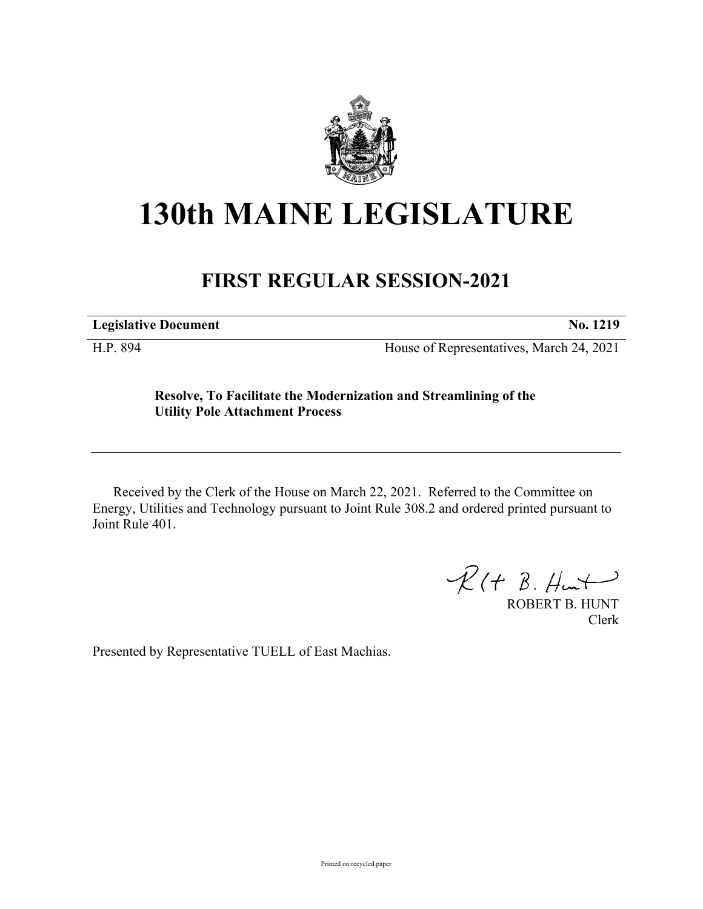# 130th MAINE LEGISLATURE

## FIRST REGULAR SESSION-2021

**Legislative Document** **No. 1219**

H.P. 894 House of Representatives, March 24, 2021

**Resolve, To Facilitate the Modernization and Streamlining of the Utility Pole Attachment Process**

Received by the Clerk of the House on March 22, 2021. Referred to the Committee on Energy, Utilities and Technology pursuant to Joint Rule 308.2 and ordered printed pursuant to Joint Rule 401.

ROBERT B. HUNT
Clerk

Presented by Representative TUELL of East Machias.

Printed on recycled paper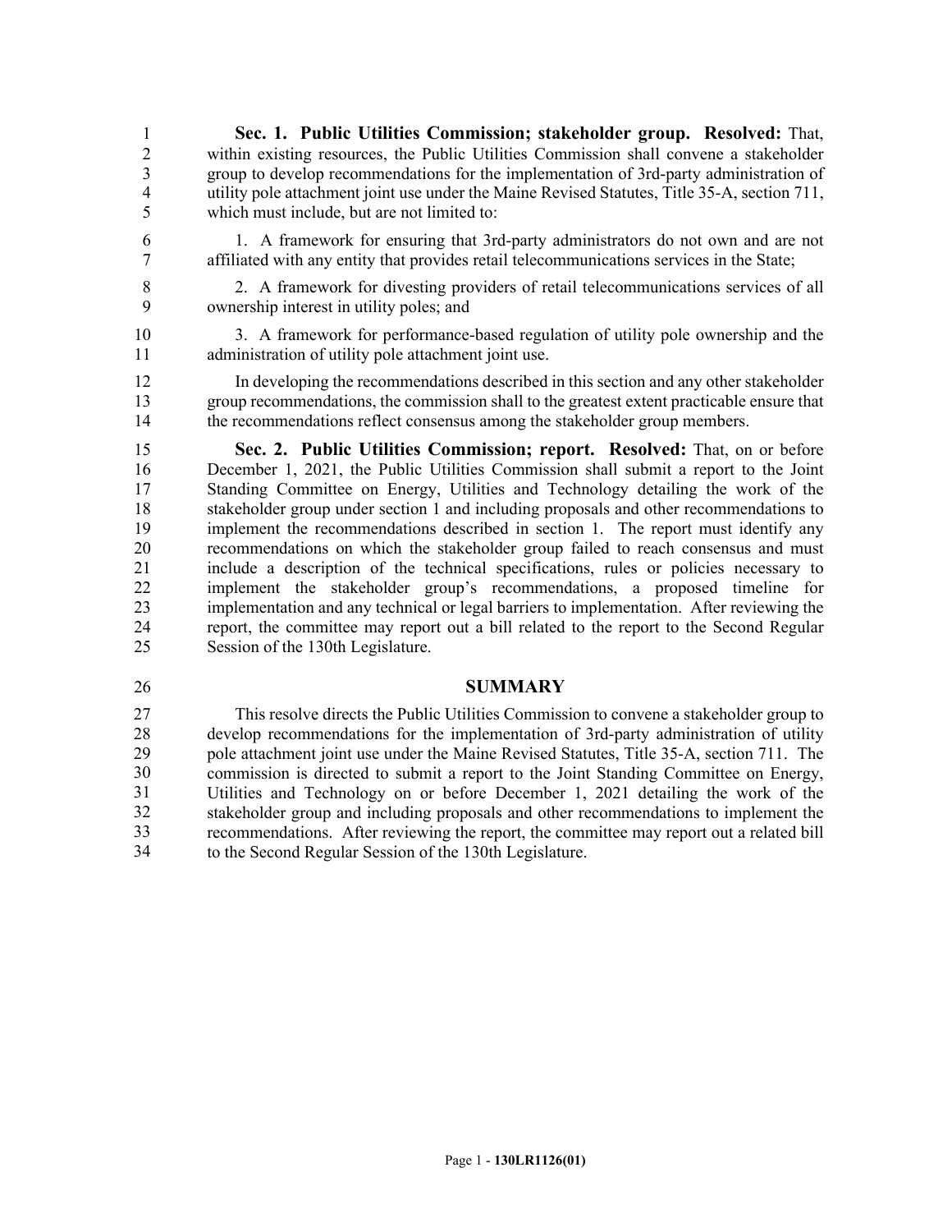**Sec. 1. Public Utilities Commission; stakeholder group. Resolved:** That, within existing resources, the Public Utilities Commission shall convene a stakeholder group to develop recommendations for the implementation of 3rd-party administration of utility pole attachment joint use under the Maine Revised Statutes, Title 35-A, section 711, which must include, but are not limited to:

1. A framework for ensuring that 3rd-party administrators do not own and are not affiliated with any entity that provides retail telecommunications services in the State;

2. A framework for divesting providers of retail telecommunications services of all ownership interest in utility poles; and

3. A framework for performance-based regulation of utility pole ownership and the administration of utility pole attachment joint use.

In developing the recommendations described in this section and any other stakeholder group recommendations, the commission shall to the greatest extent practicable ensure that the recommendations reflect consensus among the stakeholder group members.

**Sec. 2. Public Utilities Commission; report. Resolved:** That, on or before December 1, 2021, the Public Utilities Commission shall submit a report to the Joint Standing Committee on Energy, Utilities and Technology detailing the work of the stakeholder group under section 1 and including proposals and other recommendations to implement the recommendations described in section 1. The report must identify any recommendations on which the stakeholder group failed to reach consensus and must include a description of the technical specifications, rules or policies necessary to implement the stakeholder group's recommendations, a proposed timeline for implementation and any technical or legal barriers to implementation. After reviewing the report, the committee may report out a bill related to the report to the Second Regular Session of the 130th Legislature.

## SUMMARY

This resolve directs the Public Utilities Commission to convene a stakeholder group to develop recommendations for the implementation of 3rd-party administration of utility pole attachment joint use under the Maine Revised Statutes, Title 35-A, section 711. The commission is directed to submit a report to the Joint Standing Committee on Energy, Utilities and Technology on or before December 1, 2021 detailing the work of the stakeholder group and including proposals and other recommendations to implement the recommendations. After reviewing the report, the committee may report out a related bill to the Second Regular Session of the 130th Legislature.